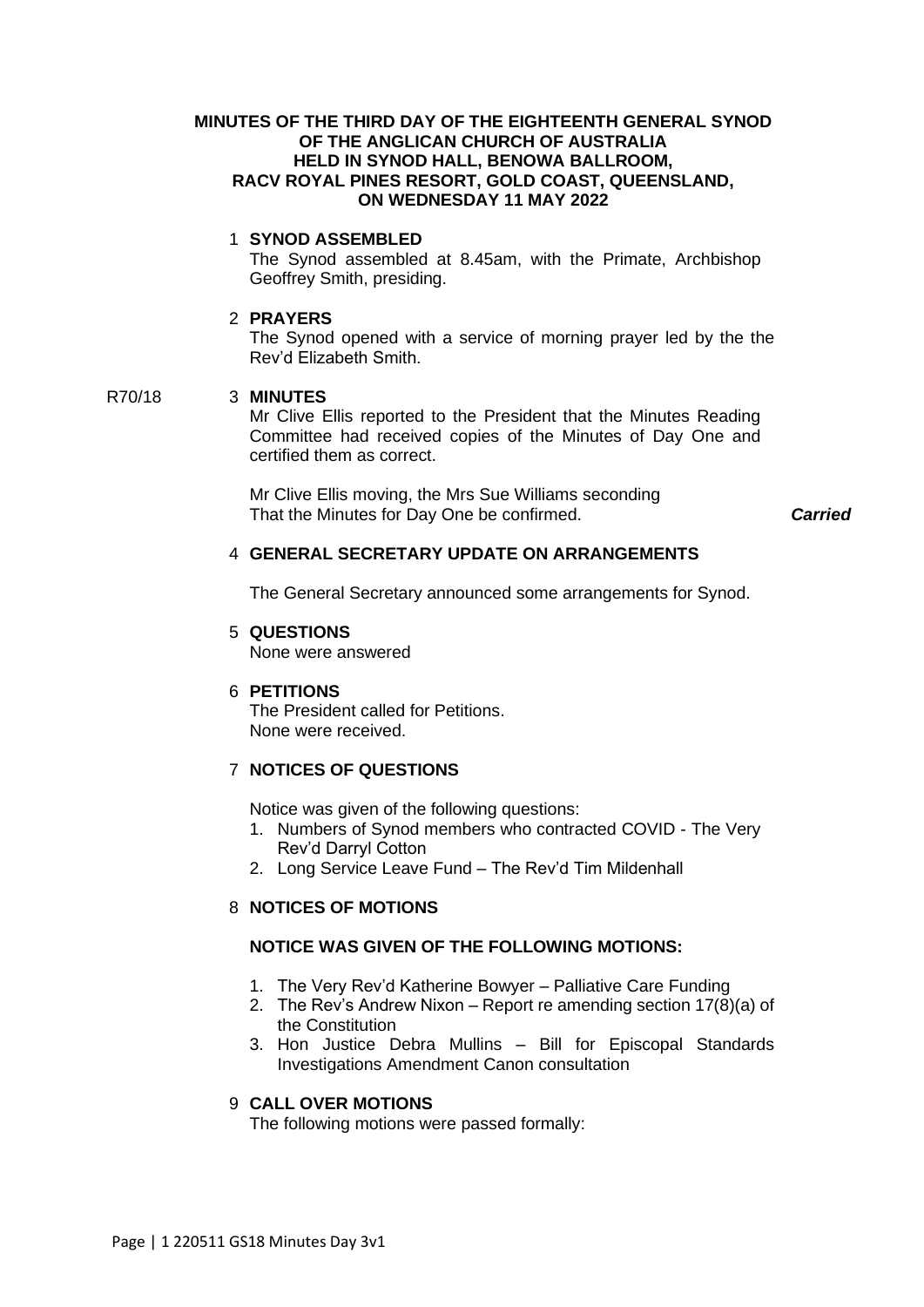**MINUTES OF THE THIRD DAY OF THE EIGHTEENTH GENERAL SYNOD OF THE ANGLICAN CHURCH OF AUSTRALIA HELD IN SYNOD HALL, BENOWA BALLROOM, RACV ROYAL PINES RESORT, GOLD COAST, QUEENSLAND, ON WEDNESDAY 11 MAY 2022**

1 **SYNOD ASSEMBLED**

The Synod assembled at 8.45am, with the Primate, Archbishop Geoffrey Smith, presiding.

2 **PRAYERS**

The Synod opened with a service of morning prayer led by the the Rev'd Elizabeth Smith.

R70/18 3 **MINUTES**

Mr Clive Ellis reported to the President that the Minutes Reading Committee had received copies of the Minutes of Day One and certified them as correct.

Mr Clive Ellis moving, the Mrs Sue Williams seconding
That the Minutes for Day One be confirmed. ***Carried***

4 **GENERAL SECRETARY UPDATE ON ARRANGEMENTS**

The General Secretary announced some arrangements for Synod.

5 **QUESTIONS**

None were answered

6 **PETITIONS**

The President called for Petitions.
None were received.

7 **NOTICES OF QUESTIONS**

Notice was given of the following questions:

1. Numbers of Synod members who contracted COVID - The Very Rev'd Darryl Cotton
2. Long Service Leave Fund – The Rev'd Tim Mildenhall

8 **NOTICES OF MOTIONS**

**NOTICE WAS GIVEN OF THE FOLLOWING MOTIONS:**

1. The Very Rev'd Katherine Bowyer – Palliative Care Funding
2. The Rev's Andrew Nixon – Report re amending section 17(8)(a) of the Constitution
3. Hon Justice Debra Mullins – Bill for Episcopal Standards Investigations Amendment Canon consultation

9 **CALL OVER MOTIONS**

The following motions were passed formally: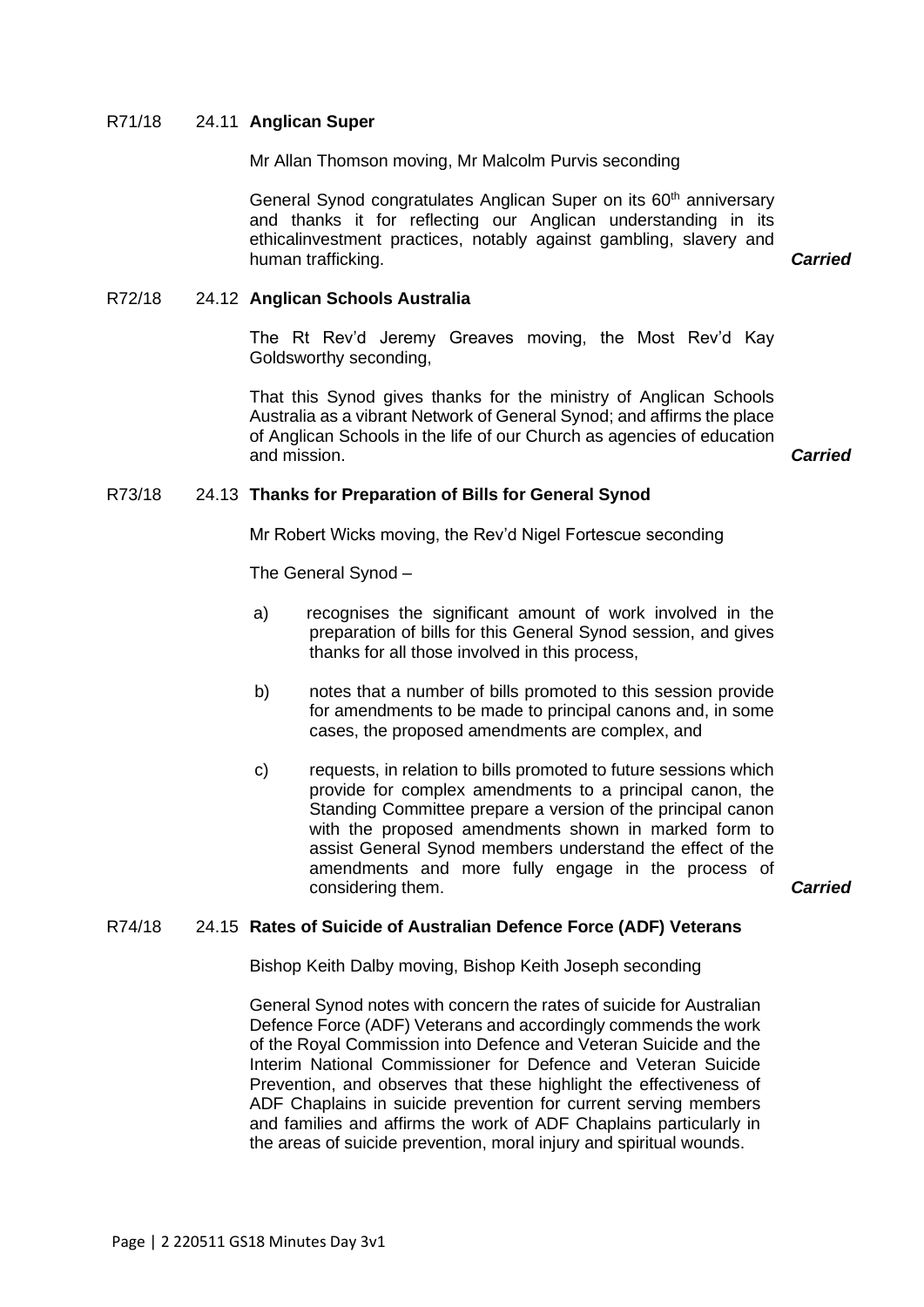R71/18 24.11 **Anglican Super**

Mr Allan Thomson moving, Mr Malcolm Purvis seconding

General Synod congratulates Anglican Super on its 60th anniversary and thanks it for reflecting our Anglican understanding in its ethicalinvestment practices, notably against gambling, slavery and human trafficking. ***Carried***

R72/18 24.12 **Anglican Schools Australia**

The Rt Rev'd Jeremy Greaves moving, the Most Rev'd Kay Goldsworthy seconding,

That this Synod gives thanks for the ministry of Anglican Schools Australia as a vibrant Network of General Synod; and affirms the place of Anglican Schools in the life of our Church as agencies of education and mission. ***Carried***

R73/18 24.13 **Thanks for Preparation of Bills for General Synod**

Mr Robert Wicks moving, the Rev'd Nigel Fortescue seconding

The General Synod –

a) recognises the significant amount of work involved in the preparation of bills for this General Synod session, and gives thanks for all those involved in this process,

b) notes that a number of bills promoted to this session provide for amendments to be made to principal canons and, in some cases, the proposed amendments are complex, and

c) requests, in relation to bills promoted to future sessions which provide for complex amendments to a principal canon, the Standing Committee prepare a version of the principal canon with the proposed amendments shown in marked form to assist General Synod members understand the effect of the amendments and more fully engage in the process of considering them. ***Carried***

R74/18 24.15 **Rates of Suicide of Australian Defence Force (ADF) Veterans**

Bishop Keith Dalby moving, Bishop Keith Joseph seconding

General Synod notes with concern the rates of suicide for Australian Defence Force (ADF) Veterans and accordingly commends the work of the Royal Commission into Defence and Veteran Suicide and the Interim National Commissioner for Defence and Veteran Suicide Prevention, and observes that these highlight the effectiveness of ADF Chaplains in suicide prevention for current serving members and families and affirms the work of ADF Chaplains particularly in the areas of suicide prevention, moral injury and spiritual wounds.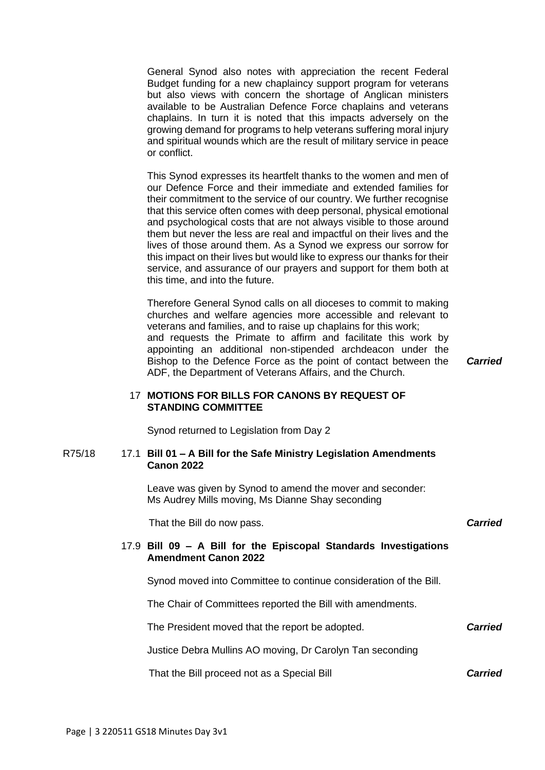General Synod also notes with appreciation the recent Federal Budget funding for a new chaplaincy support program for veterans but also views with concern the shortage of Anglican ministers available to be Australian Defence Force chaplains and veterans chaplains. In turn it is noted that this impacts adversely on the growing demand for programs to help veterans suffering moral injury and spiritual wounds which are the result of military service in peace or conflict.

This Synod expresses its heartfelt thanks to the women and men of our Defence Force and their immediate and extended families for their commitment to the service of our country. We further recognise that this service often comes with deep personal, physical emotional and psychological costs that are not always visible to those around them but never the less are real and impactful on their lives and the lives of those around them. As a Synod we express our sorrow for this impact on their lives but would like to express our thanks for their service, and assurance of our prayers and support for them both at this time, and into the future.

Therefore General Synod calls on all dioceses to commit to making churches and welfare agencies more accessible and relevant to veterans and families, and to raise up chaplains for this work;
and requests the Primate to affirm and facilitate this work by appointing an additional non-stipended archdeacon under the Bishop to the Defence Force as the point of contact between the ADF, the Department of Veterans Affairs, and the Church. ***Carried***

## 17 MOTIONS FOR BILLS FOR CANONS BY REQUEST OF STANDING COMMITTEE

Synod returned to Legislation from Day 2

R75/18

### 17.1 Bill 01 – A Bill for the Safe Ministry Legislation Amendments Canon 2022

Leave was given by Synod to amend the mover and seconder:
Ms Audrey Mills moving, Ms Dianne Shay seconding

That the Bill do now pass. ***Carried***

### 17.9 Bill 09 – A Bill for the Episcopal Standards Investigations Amendment Canon 2022

Synod moved into Committee to continue consideration of the Bill.

The Chair of Committees reported the Bill with amendments.

The President moved that the report be adopted. ***Carried***

Justice Debra Mullins AO moving, Dr Carolyn Tan seconding

That the Bill proceed not as a Special Bill ***Carried***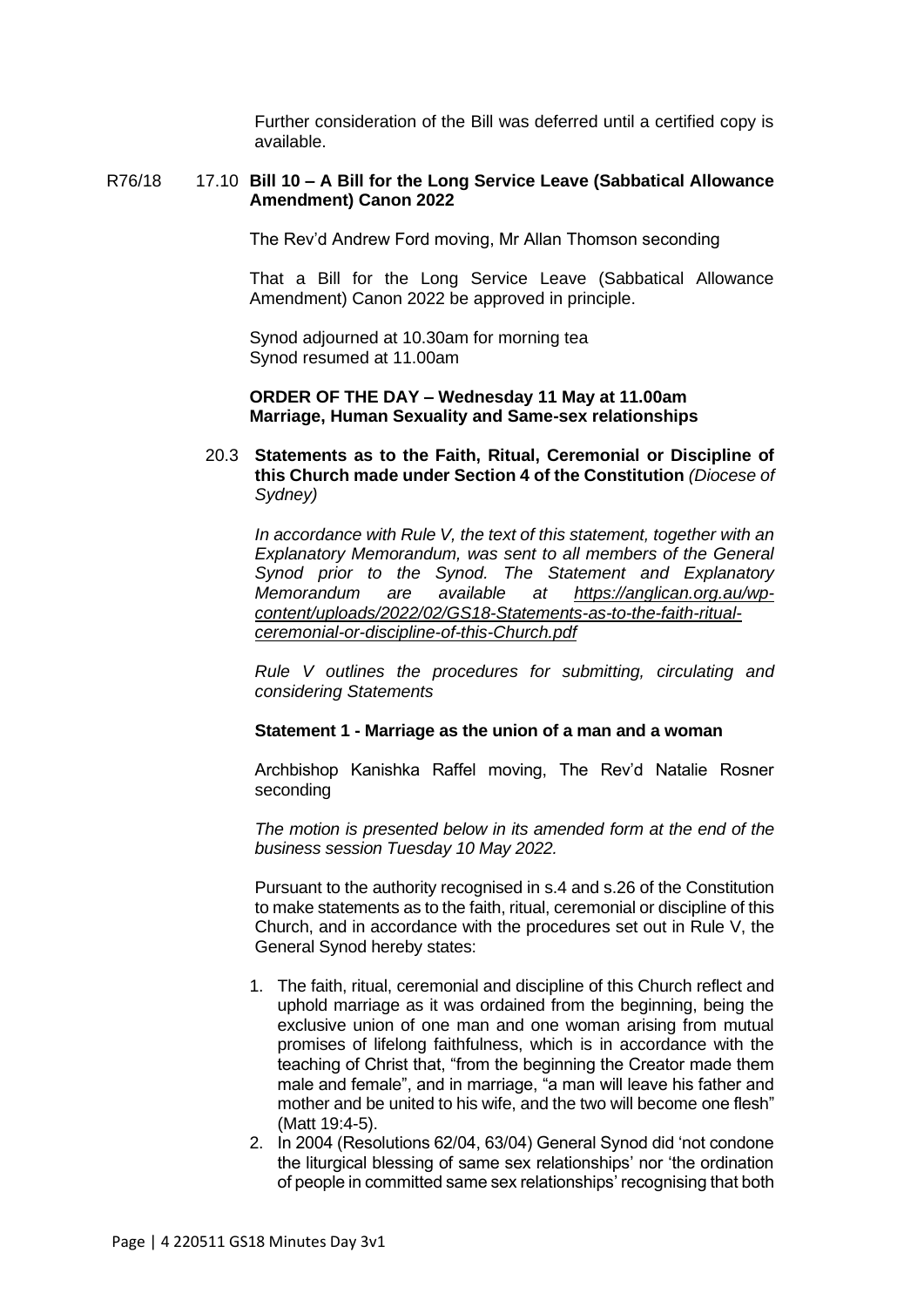Further consideration of the Bill was deferred until a certified copy is available.

R76/18 17.10 **Bill 10 – A Bill for the Long Service Leave (Sabbatical Allowance Amendment) Canon 2022**

The Rev'd Andrew Ford moving, Mr Allan Thomson seconding

That a Bill for the Long Service Leave (Sabbatical Allowance Amendment) Canon 2022 be approved in principle.

Synod adjourned at 10.30am for morning tea
Synod resumed at 11.00am

**ORDER OF THE DAY – Wednesday 11 May at 11.00am**
**Marriage, Human Sexuality and Same-sex relationships**

20.3 **Statements as to the Faith, Ritual, Ceremonial or Discipline of this Church made under Section 4 of the Constitution** *(Diocese of Sydney)*

*In accordance with Rule V, the text of this statement, together with an Explanatory Memorandum, was sent to all members of the General Synod prior to the Synod. The Statement and Explanatory Memorandum are available at [https://anglican.org.au/wp-content/uploads/2022/02/GS18-Statements-as-to-the-faith-ritual-ceremonial-or-discipline-of-this-Church.pdf](https://anglican.org.au/wp-content/uploads/2022/02/GS18-Statements-as-to-the-faith-ritual-ceremonial-or-discipline-of-this-Church.pdf)*

*Rule V outlines the procedures for submitting, circulating and considering Statements*

**Statement 1 - Marriage as the union of a man and a woman**

Archbishop Kanishka Raffel moving, The Rev'd Natalie Rosner seconding

*The motion is presented below in its amended form at the end of the business session Tuesday 10 May 2022.*

Pursuant to the authority recognised in s.4 and s.26 of the Constitution to make statements as to the faith, ritual, ceremonial or discipline of this Church, and in accordance with the procedures set out in Rule V, the General Synod hereby states:

1. The faith, ritual, ceremonial and discipline of this Church reflect and uphold marriage as it was ordained from the beginning, being the exclusive union of one man and one woman arising from mutual promises of lifelong faithfulness, which is in accordance with the teaching of Christ that, "from the beginning the Creator made them male and female", and in marriage, "a man will leave his father and mother and be united to his wife, and the two will become one flesh" (Matt 19:4-5).
2. In 2004 (Resolutions 62/04, 63/04) General Synod did 'not condone the liturgical blessing of same sex relationships' nor 'the ordination of people in committed same sex relationships' recognising that both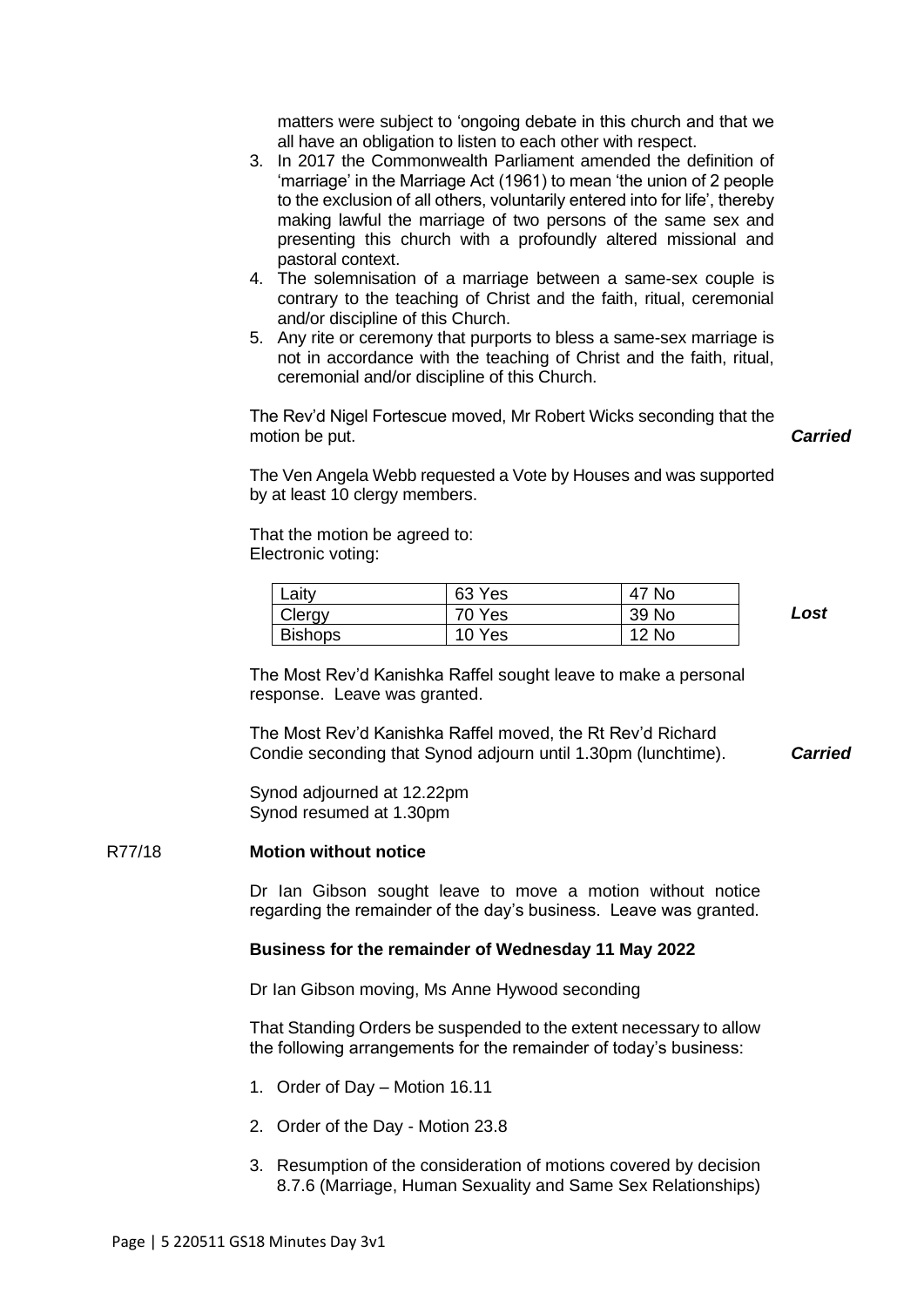matters were subject to 'ongoing debate in this church and that we all have an obligation to listen to each other with respect.

3. In 2017 the Commonwealth Parliament amended the definition of 'marriage' in the Marriage Act (1961) to mean 'the union of 2 people to the exclusion of all others, voluntarily entered into for life', thereby making lawful the marriage of two persons of the same sex and presenting this church with a profoundly altered missional and pastoral context.
4. The solemnisation of a marriage between a same-sex couple is contrary to the teaching of Christ and the faith, ritual, ceremonial and/or discipline of this Church.
5. Any rite or ceremony that purports to bless a same-sex marriage is not in accordance with the teaching of Christ and the faith, ritual, ceremonial and/or discipline of this Church.

The Rev'd Nigel Fortescue moved, Mr Robert Wicks seconding that the motion be put. ***Carried***

The Ven Angela Webb requested a Vote by Houses and was supported by at least 10 clergy members.

That the motion be agreed to:
Electronic voting:

| Laity | 63 Yes | 47 No |
|---|---|---|
| Clergy | 70 Yes | 39 No |
| Bishops | 10 Yes | 12 No |

***Lost***

The Most Rev'd Kanishka Raffel sought leave to make a personal response. Leave was granted.

The Most Rev'd Kanishka Raffel moved, the Rt Rev'd Richard Condie seconding that Synod adjourn until 1.30pm (lunchtime). ***Carried***

Synod adjourned at 12.22pm
Synod resumed at 1.30pm

R77/18 **Motion without notice**

Dr Ian Gibson sought leave to move a motion without notice regarding the remainder of the day's business. Leave was granted.

**Business for the remainder of Wednesday 11 May 2022**

Dr Ian Gibson moving, Ms Anne Hywood seconding

That Standing Orders be suspended to the extent necessary to allow the following arrangements for the remainder of today's business:

1. Order of Day – Motion 16.11
2. Order of the Day - Motion 23.8
3. Resumption of the consideration of motions covered by decision 8.7.6 (Marriage, Human Sexuality and Same Sex Relationships)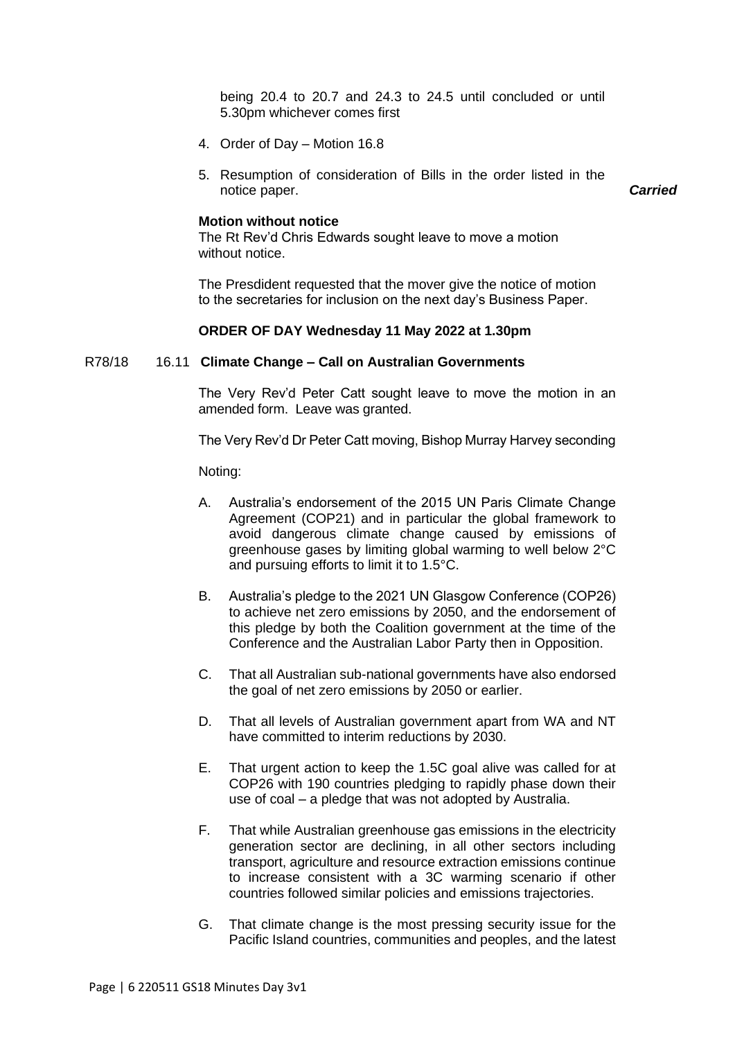being 20.4 to 20.7 and 24.3 to 24.5 until concluded or until 5.30pm whichever comes first

4. Order of Day – Motion 16.8

5. Resumption of consideration of Bills in the order listed in the notice paper. ***Carried***

**Motion without notice**

The Rt Rev'd Chris Edwards sought leave to move a motion without notice.

The Presdident requested that the mover give the notice of motion to the secretaries for inclusion on the next day's Business Paper.

**ORDER OF DAY Wednesday 11 May 2022 at 1.30pm**

R78/18 16.11 **Climate Change – Call on Australian Governments**

The Very Rev'd Peter Catt sought leave to move the motion in an amended form. Leave was granted.

The Very Rev'd Dr Peter Catt moving, Bishop Murray Harvey seconding

Noting:

A. Australia's endorsement of the 2015 UN Paris Climate Change Agreement (COP21) and in particular the global framework to avoid dangerous climate change caused by emissions of greenhouse gases by limiting global warming to well below 2°C and pursuing efforts to limit it to 1.5°C.

B. Australia's pledge to the 2021 UN Glasgow Conference (COP26) to achieve net zero emissions by 2050, and the endorsement of this pledge by both the Coalition government at the time of the Conference and the Australian Labor Party then in Opposition.

C. That all Australian sub-national governments have also endorsed the goal of net zero emissions by 2050 or earlier.

D. That all levels of Australian government apart from WA and NT have committed to interim reductions by 2030.

E. That urgent action to keep the 1.5C goal alive was called for at COP26 with 190 countries pledging to rapidly phase down their use of coal – a pledge that was not adopted by Australia.

F. That while Australian greenhouse gas emissions in the electricity generation sector are declining, in all other sectors including transport, agriculture and resource extraction emissions continue to increase consistent with a 3C warming scenario if other countries followed similar policies and emissions trajectories.

G. That climate change is the most pressing security issue for the Pacific Island countries, communities and peoples, and the latest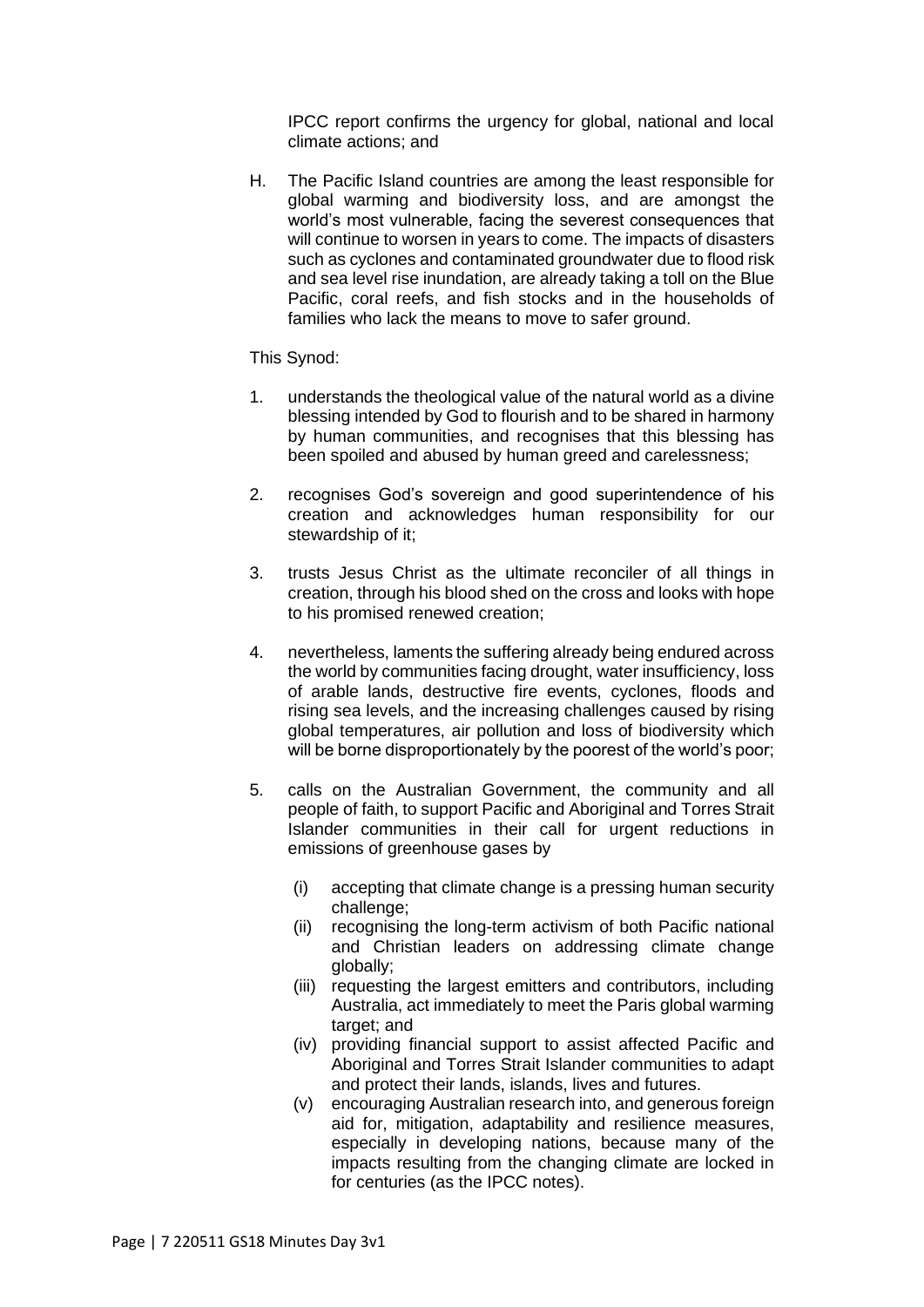IPCC report confirms the urgency for global, national and local climate actions; and

H. The Pacific Island countries are among the least responsible for global warming and biodiversity loss, and are amongst the world's most vulnerable, facing the severest consequences that will continue to worsen in years to come. The impacts of disasters such as cyclones and contaminated groundwater due to flood risk and sea level rise inundation, are already taking a toll on the Blue Pacific, coral reefs, and fish stocks and in the households of families who lack the means to move to safer ground.

This Synod:

1. understands the theological value of the natural world as a divine blessing intended by God to flourish and to be shared in harmony by human communities, and recognises that this blessing has been spoiled and abused by human greed and carelessness;

2. recognises God's sovereign and good superintendence of his creation and acknowledges human responsibility for our stewardship of it;

3. trusts Jesus Christ as the ultimate reconciler of all things in creation, through his blood shed on the cross and looks with hope to his promised renewed creation;

4. nevertheless, laments the suffering already being endured across the world by communities facing drought, water insufficiency, loss of arable lands, destructive fire events, cyclones, floods and rising sea levels, and the increasing challenges caused by rising global temperatures, air pollution and loss of biodiversity which will be borne disproportionately by the poorest of the world's poor;

5. calls on the Australian Government, the community and all people of faith, to support Pacific and Aboriginal and Torres Strait Islander communities in their call for urgent reductions in emissions of greenhouse gases by

   (i) accepting that climate change is a pressing human security challenge;
   
   (ii) recognising the long-term activism of both Pacific national and Christian leaders on addressing climate change globally;
   
   (iii) requesting the largest emitters and contributors, including Australia, act immediately to meet the Paris global warming target; and
   
   (iv) providing financial support to assist affected Pacific and Aboriginal and Torres Strait Islander communities to adapt and protect their lands, islands, lives and futures.
   
   (v) encouraging Australian research into, and generous foreign aid for, mitigation, adaptability and resilience measures, especially in developing nations, because many of the impacts resulting from the changing climate are locked in for centuries (as the IPCC notes).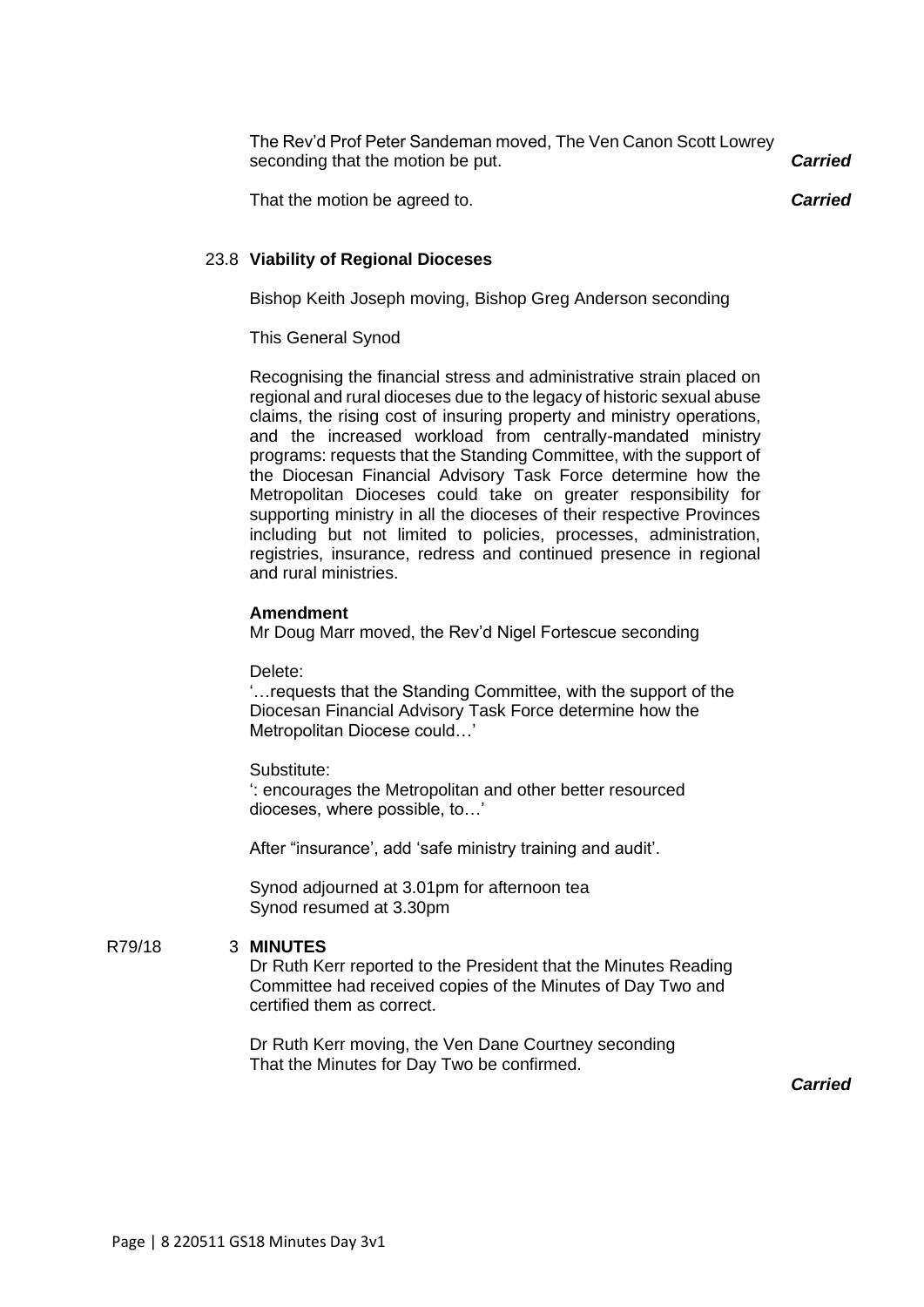The Rev'd Prof Peter Sandeman moved, The Ven Canon Scott Lowrey seconding that the motion be put. ***Carried***

That the motion be agreed to. ***Carried***

**23.8 Viability of Regional Dioceses**

Bishop Keith Joseph moving, Bishop Greg Anderson seconding

This General Synod

Recognising the financial stress and administrative strain placed on regional and rural dioceses due to the legacy of historic sexual abuse claims, the rising cost of insuring property and ministry operations, and the increased workload from centrally-mandated ministry programs: requests that the Standing Committee, with the support of the Diocesan Financial Advisory Task Force determine how the Metropolitan Dioceses could take on greater responsibility for supporting ministry in all the dioceses of their respective Provinces including but not limited to policies, processes, administration, registries, insurance, redress and continued presence in regional and rural ministries.

**Amendment**

Mr Doug Marr moved, the Rev'd Nigel Fortescue seconding

Delete:

'…requests that the Standing Committee, with the support of the Diocesan Financial Advisory Task Force determine how the Metropolitan Diocese could…'

Substitute:

': encourages the Metropolitan and other better resourced dioceses, where possible, to…'

After "insurance', add 'safe ministry training and audit'.

Synod adjourned at 3.01pm for afternoon tea
Synod resumed at 3.30pm

R79/18 **3 MINUTES**

Dr Ruth Kerr reported to the President that the Minutes Reading Committee had received copies of the Minutes of Day Two and certified them as correct.

Dr Ruth Kerr moving, the Ven Dane Courtney seconding
That the Minutes for Day Two be confirmed.

***Carried***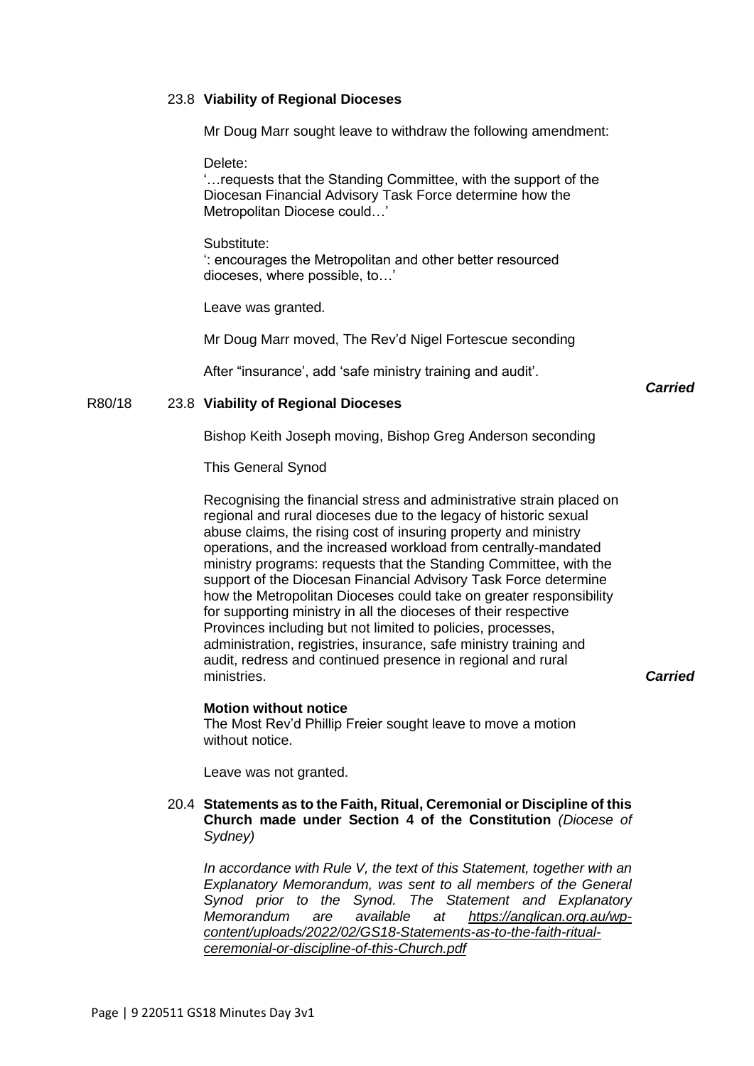### 23.8 Viability of Regional Dioceses

Mr Doug Marr sought leave to withdraw the following amendment:

Delete:
'…requests that the Standing Committee, with the support of the Diocesan Financial Advisory Task Force determine how the Metropolitan Diocese could…'

Substitute:
': encourages the Metropolitan and other better resourced dioceses, where possible, to…'

Leave was granted.

Mr Doug Marr moved, The Rev'd Nigel Fortescue seconding

After "insurance', add 'safe ministry training and audit'.

***Carried***

R80/18

### 23.8 Viability of Regional Dioceses

Bishop Keith Joseph moving, Bishop Greg Anderson seconding

This General Synod

Recognising the financial stress and administrative strain placed on regional and rural dioceses due to the legacy of historic sexual abuse claims, the rising cost of insuring property and ministry operations, and the increased workload from centrally-mandated ministry programs: requests that the Standing Committee, with the support of the Diocesan Financial Advisory Task Force determine how the Metropolitan Dioceses could take on greater responsibility for supporting ministry in all the dioceses of their respective Provinces including but not limited to policies, processes, administration, registries, insurance, safe ministry training and audit, redress and continued presence in regional and rural ministries.

***Carried***

**Motion without notice**
The Most Rev'd Phillip Freier sought leave to move a motion without notice.

Leave was not granted.

### 20.4 Statements as to the Faith, Ritual, Ceremonial or Discipline of this Church made under Section 4 of the Constitution *(Diocese of Sydney)*

*In accordance with Rule V, the text of this Statement, together with an Explanatory Memorandum, was sent to all members of the General Synod prior to the Synod. The Statement and Explanatory Memorandum are available at https://anglican.org.au/wp-content/uploads/2022/02/GS18-Statements-as-to-the-faith-ritual-ceremonial-or-discipline-of-this-Church.pdf*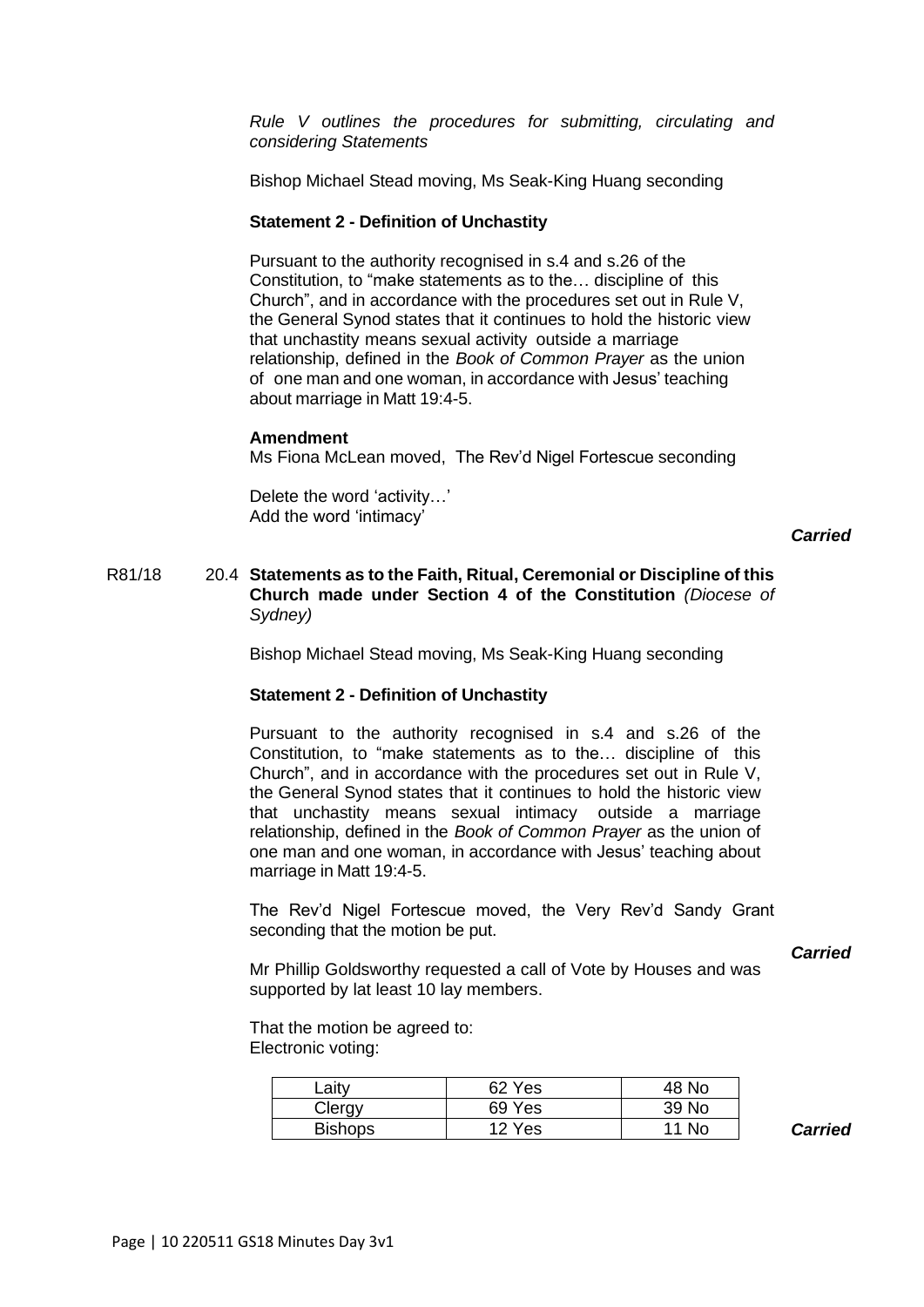*Rule V outlines the procedures for submitting, circulating and considering Statements*

Bishop Michael Stead moving, Ms Seak-King Huang seconding

**Statement 2 - Definition of Unchastity**

Pursuant to the authority recognised in s.4 and s.26 of the Constitution, to "make statements as to the… discipline of this Church", and in accordance with the procedures set out in Rule V, the General Synod states that it continues to hold the historic view that unchastity means sexual activity outside a marriage relationship, defined in the *Book of Common Prayer* as the union of one man and one woman, in accordance with Jesus' teaching about marriage in Matt 19:4-5.

**Amendment**
Ms Fiona McLean moved, The Rev'd Nigel Fortescue seconding

Delete the word 'activity…'
Add the word 'intimacy'

***Carried***

R81/18 20.4 **Statements as to the Faith, Ritual, Ceremonial or Discipline of this Church made under Section 4 of the Constitution** *(Diocese of Sydney)*

Bishop Michael Stead moving, Ms Seak-King Huang seconding

**Statement 2 - Definition of Unchastity**

Pursuant to the authority recognised in s.4 and s.26 of the Constitution, to "make statements as to the… discipline of this Church", and in accordance with the procedures set out in Rule V, the General Synod states that it continues to hold the historic view that unchastity means sexual intimacy outside a marriage relationship, defined in the *Book of Common Prayer* as the union of one man and one woman, in accordance with Jesus' teaching about marriage in Matt 19:4-5.

The Rev'd Nigel Fortescue moved, the Very Rev'd Sandy Grant seconding that the motion be put.

***Carried***

Mr Phillip Goldsworthy requested a call of Vote by Houses and was supported by lat least 10 lay members.

That the motion be agreed to:
Electronic voting:

| | | |
|---|---|---|
| Laity | 62 Yes | 48 No |
| Clergy | 69 Yes | 39 No |
| Bishops | 12 Yes | 11 No |

***Carried***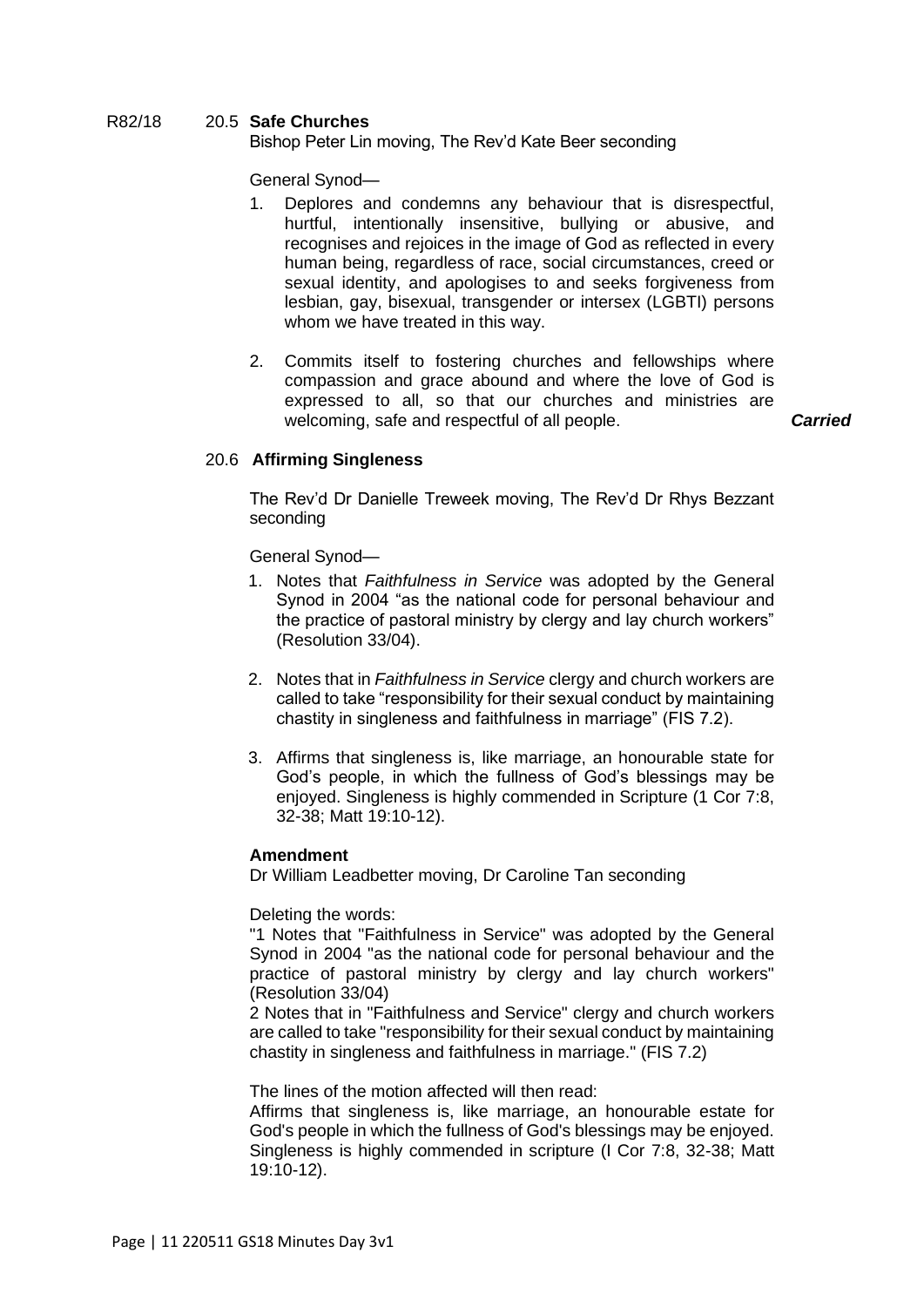R82/18 20.5 **Safe Churches**

Bishop Peter Lin moving, The Rev'd Kate Beer seconding

General Synod—

1. Deplores and condemns any behaviour that is disrespectful, hurtful, intentionally insensitive, bullying or abusive, and recognises and rejoices in the image of God as reflected in every human being, regardless of race, social circumstances, creed or sexual identity, and apologises to and seeks forgiveness from lesbian, gay, bisexual, transgender or intersex (LGBTI) persons whom we have treated in this way.

2. Commits itself to fostering churches and fellowships where compassion and grace abound and where the love of God is expressed to all, so that our churches and ministries are welcoming, safe and respectful of all people. ***Carried***

20.6 **Affirming Singleness**

The Rev'd Dr Danielle Treweek moving, The Rev'd Dr Rhys Bezzant seconding

General Synod—

1. Notes that *Faithfulness in Service* was adopted by the General Synod in 2004 "as the national code for personal behaviour and the practice of pastoral ministry by clergy and lay church workers" (Resolution 33/04).

2. Notes that in *Faithfulness in Service* clergy and church workers are called to take "responsibility for their sexual conduct by maintaining chastity in singleness and faithfulness in marriage" (FIS 7.2).

3. Affirms that singleness is, like marriage, an honourable state for God's people, in which the fullness of God's blessings may be enjoyed. Singleness is highly commended in Scripture (1 Cor 7:8, 32-38; Matt 19:10-12).

**Amendment**

Dr William Leadbetter moving, Dr Caroline Tan seconding

Deleting the words:

"1 Notes that "Faithfulness in Service" was adopted by the General Synod in 2004 "as the national code for personal behaviour and the practice of pastoral ministry by clergy and lay church workers" (Resolution 33/04)
2 Notes that in "Faithfulness and Service" clergy and church workers are called to take "responsibility for their sexual conduct by maintaining chastity in singleness and faithfulness in marriage." (FIS 7.2)

The lines of the motion affected will then read:
Affirms that singleness is, like marriage, an honourable estate for God's people in which the fullness of God's blessings may be enjoyed. Singleness is highly commended in scripture (I Cor 7:8, 32-38; Matt 19:10-12).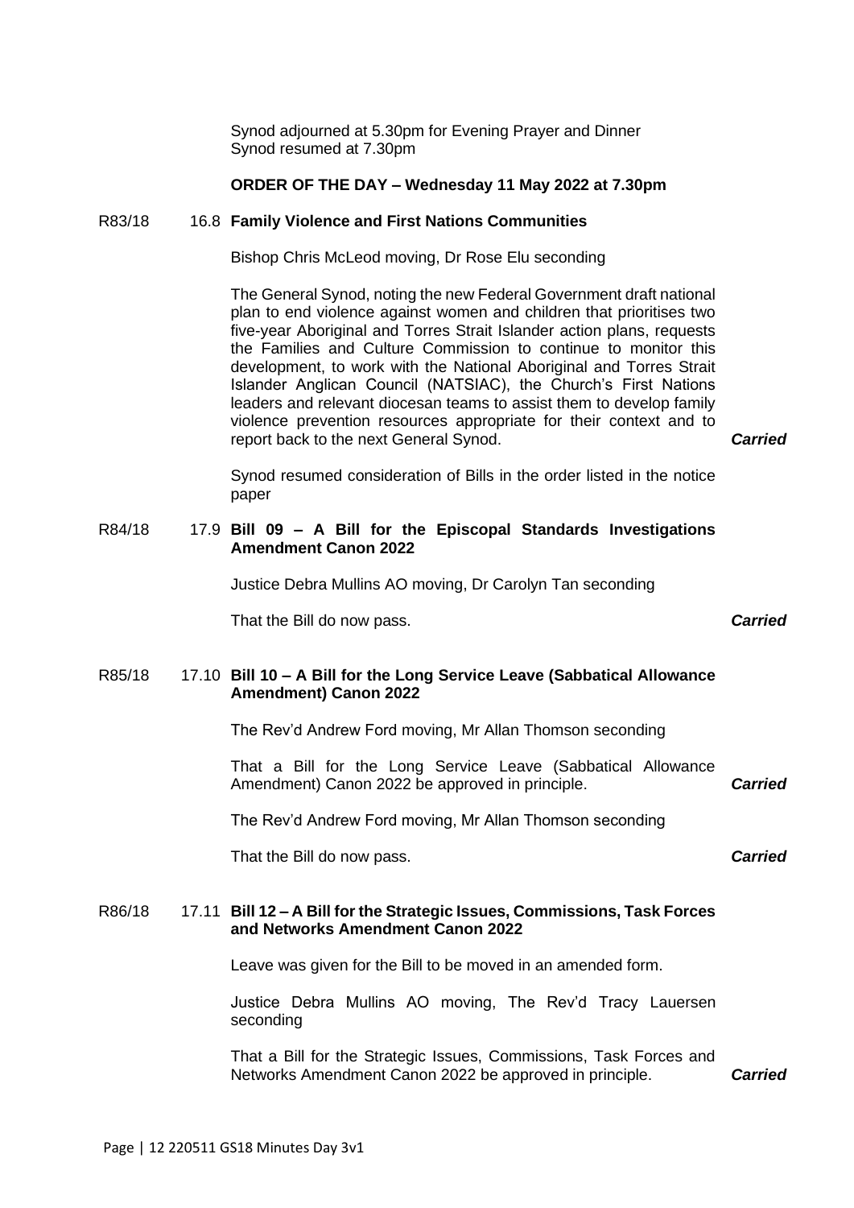Synod adjourned at 5.30pm for Evening Prayer and Dinner
Synod resumed at 7.30pm

**ORDER OF THE DAY – Wednesday 11 May 2022 at 7.30pm**

R83/18 16.8 **Family Violence and First Nations Communities**

Bishop Chris McLeod moving, Dr Rose Elu seconding

The General Synod, noting the new Federal Government draft national plan to end violence against women and children that prioritises two five-year Aboriginal and Torres Strait Islander action plans, requests the Families and Culture Commission to continue to monitor this development, to work with the National Aboriginal and Torres Strait Islander Anglican Council (NATSIAC), the Church's First Nations leaders and relevant diocesan teams to assist them to develop family violence prevention resources appropriate for their context and to report back to the next General Synod. ***Carried***

Synod resumed consideration of Bills in the order listed in the notice paper

R84/18 17.9 **Bill 09 – A Bill for the Episcopal Standards Investigations Amendment Canon 2022**

Justice Debra Mullins AO moving, Dr Carolyn Tan seconding

That the Bill do now pass. ***Carried***

R85/18 17.10 **Bill 10 – A Bill for the Long Service Leave (Sabbatical Allowance Amendment) Canon 2022**

The Rev'd Andrew Ford moving, Mr Allan Thomson seconding

That a Bill for the Long Service Leave (Sabbatical Allowance Amendment) Canon 2022 be approved in principle. ***Carried***

The Rev'd Andrew Ford moving, Mr Allan Thomson seconding

That the Bill do now pass. ***Carried***

R86/18 17.11 **Bill 12 – A Bill for the Strategic Issues, Commissions, Task Forces and Networks Amendment Canon 2022**

Leave was given for the Bill to be moved in an amended form.

Justice Debra Mullins AO moving, The Rev'd Tracy Lauersen seconding

That a Bill for the Strategic Issues, Commissions, Task Forces and Networks Amendment Canon 2022 be approved in principle. ***Carried***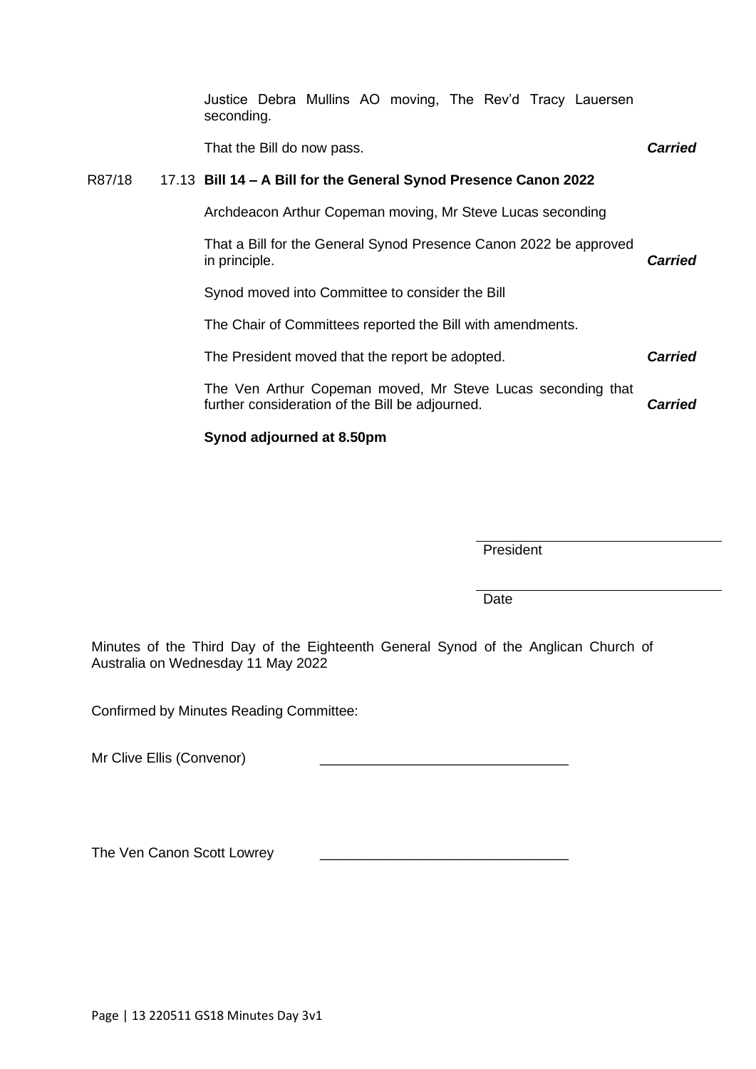Justice Debra Mullins AO moving, The Rev'd Tracy Lauersen seconding.

That the Bill do now pass. ***Carried***

R87/18 17.13 **Bill 14 – A Bill for the General Synod Presence Canon 2022**

Archdeacon Arthur Copeman moving, Mr Steve Lucas seconding

That a Bill for the General Synod Presence Canon 2022 be approved in principle. ***Carried***

Synod moved into Committee to consider the Bill

The Chair of Committees reported the Bill with amendments.

The President moved that the report be adopted. ***Carried***

The Ven Arthur Copeman moved, Mr Steve Lucas seconding that further consideration of the Bill be adjourned. ***Carried***

**Synod adjourned at 8.50pm**

President

Date

Minutes of the Third Day of the Eighteenth General Synod of the Anglican Church of Australia on Wednesday 11 May 2022

Confirmed by Minutes Reading Committee:

Mr Clive Ellis (Convenor) \_\_\_\_\_\_\_\_\_\_\_\_\_\_\_\_\_\_\_\_\_\_\_\_\_\_\_\_\_\_\_\_

The Ven Canon Scott Lowrey \_\_\_\_\_\_\_\_\_\_\_\_\_\_\_\_\_\_\_\_\_\_\_\_\_\_\_\_\_\_\_\_